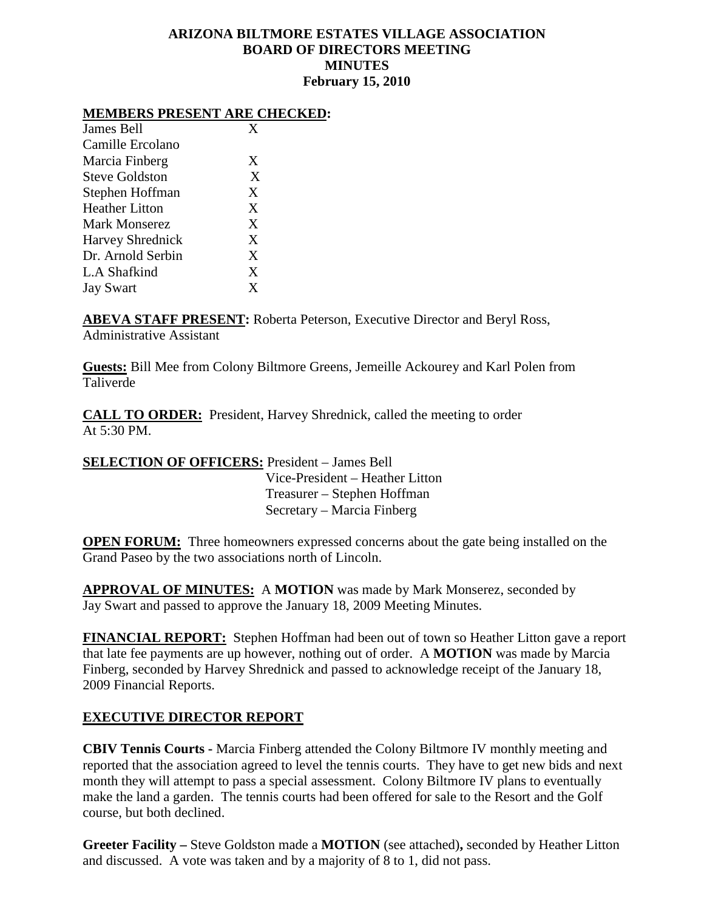# ARIZONA BILTMORE ESTATES VILLAGE ASSOCIATION
## BOARD OF DIRECTORS MEETING
## MINUTES
## February 15, 2010

**MEMBERS PRESENT ARE CHECKED:**

| | |
|---|---|
| James Bell | X |
| Camille Ercolano | |
| Marcia Finberg | X |
| Steve Goldston | X |
| Stephen Hoffman | X |
| Heather Litton | X |
| Mark Monserez | X |
| Harvey Shrednick | X |
| Dr. Arnold Serbin | X |
| L.A Shafkind | X |
| Jay Swart | X |

**ABEVA STAFF PRESENT:** Roberta Peterson, Executive Director and Beryl Ross, Administrative Assistant

**Guests:** Bill Mee from Colony Biltmore Greens, Jemeille Ackourey and Karl Polen from Taliverde

**CALL TO ORDER:** President, Harvey Shrednick, called the meeting to order At 5:30 PM.

**SELECTION OF OFFICERS:** President – James Bell
Vice-President – Heather Litton
Treasurer – Stephen Hoffman
Secretary – Marcia Finberg

**OPEN FORUM:** Three homeowners expressed concerns about the gate being installed on the Grand Paseo by the two associations north of Lincoln.

**APPROVAL OF MINUTES:** A **MOTION** was made by Mark Monserez, seconded by Jay Swart and passed to approve the January 18, 2009 Meeting Minutes.

**FINANCIAL REPORT:** Stephen Hoffman had been out of town so Heather Litton gave a report that late fee payments are up however, nothing out of order. A **MOTION** was made by Marcia Finberg, seconded by Harvey Shrednick and passed to acknowledge receipt of the January 18, 2009 Financial Reports.

## EXECUTIVE DIRECTOR REPORT

**CBIV Tennis Courts -** Marcia Finberg attended the Colony Biltmore IV monthly meeting and reported that the association agreed to level the tennis courts. They have to get new bids and next month they will attempt to pass a special assessment. Colony Biltmore IV plans to eventually make the land a garden. The tennis courts had been offered for sale to the Resort and the Golf course, but both declined.

**Greeter Facility –** Steve Goldston made a **MOTION** (see attached)**,** seconded by Heather Litton and discussed. A vote was taken and by a majority of 8 to 1, did not pass.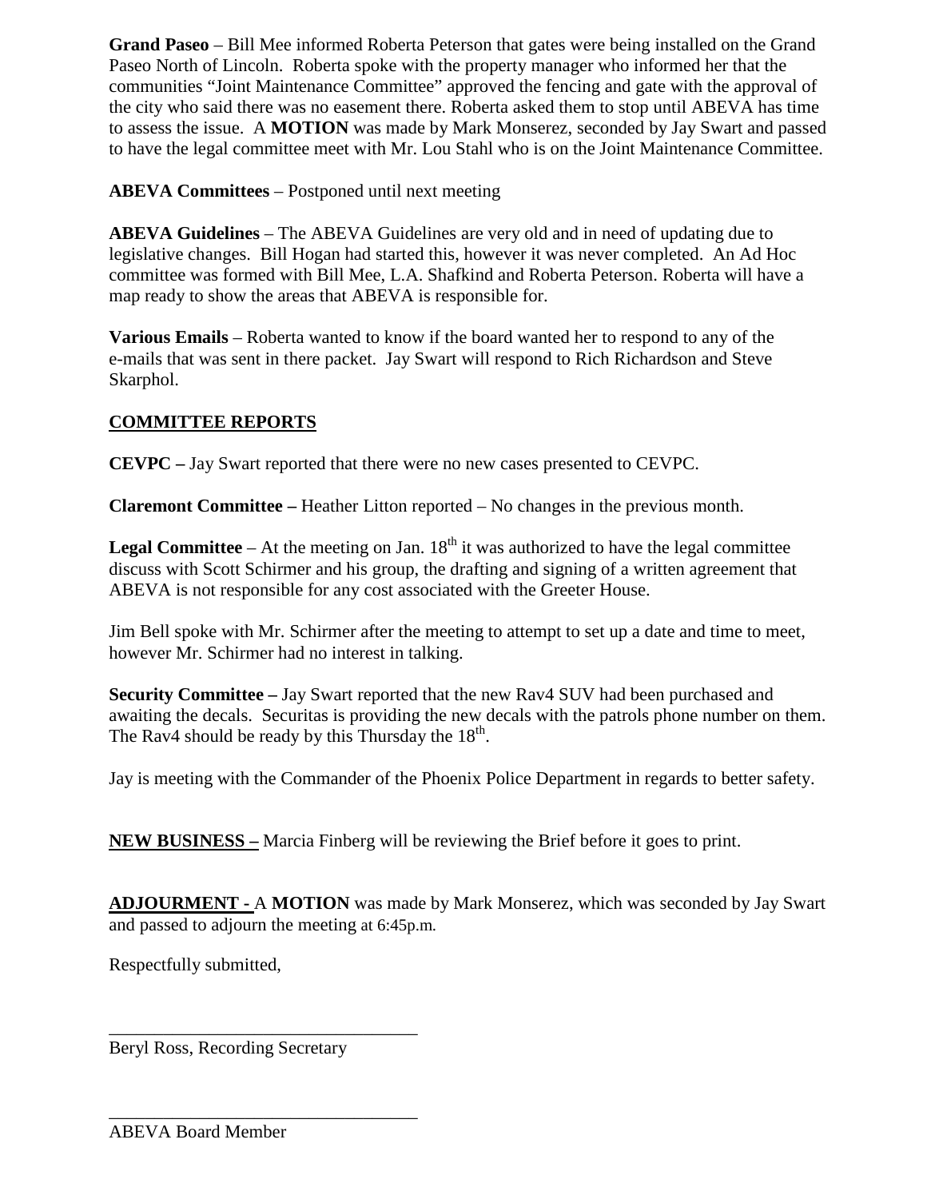**Grand Paseo** – Bill Mee informed Roberta Peterson that gates were being installed on the Grand Paseo North of Lincoln. Roberta spoke with the property manager who informed her that the communities "Joint Maintenance Committee" approved the fencing and gate with the approval of the city who said there was no easement there. Roberta asked them to stop until ABEVA has time to assess the issue. A **MOTION** was made by Mark Monserez, seconded by Jay Swart and passed to have the legal committee meet with Mr. Lou Stahl who is on the Joint Maintenance Committee.

**ABEVA Committees** – Postponed until next meeting

**ABEVA Guidelines** – The ABEVA Guidelines are very old and in need of updating due to legislative changes. Bill Hogan had started this, however it was never completed. An Ad Hoc committee was formed with Bill Mee, L.A. Shafkind and Roberta Peterson. Roberta will have a map ready to show the areas that ABEVA is responsible for.

**Various Emails** – Roberta wanted to know if the board wanted her to respond to any of the e-mails that was sent in there packet. Jay Swart will respond to Rich Richardson and Steve Skarphol.

## COMMITTEE REPORTS

**CEVPC –** Jay Swart reported that there were no new cases presented to CEVPC.

**Claremont Committee –** Heather Litton reported – No changes in the previous month.

**Legal Committee** – At the meeting on Jan. 18th it was authorized to have the legal committee discuss with Scott Schirmer and his group, the drafting and signing of a written agreement that ABEVA is not responsible for any cost associated with the Greeter House.

Jim Bell spoke with Mr. Schirmer after the meeting to attempt to set up a date and time to meet, however Mr. Schirmer had no interest in talking.

**Security Committee –** Jay Swart reported that the new Rav4 SUV had been purchased and awaiting the decals. Securitas is providing the new decals with the patrols phone number on them. The Rav4 should be ready by this Thursday the 18th.

Jay is meeting with the Commander of the Phoenix Police Department in regards to better safety.

**NEW BUSINESS –** Marcia Finberg will be reviewing the Brief before it goes to print.

**ADJOURMENT -** A **MOTION** was made by Mark Monserez, which was seconded by Jay Swart and passed to adjourn the meeting at 6:45p.m.

Respectfully submitted,

\_\_\_\_\_\_\_\_\_\_\_\_\_\_\_\_\_\_\_\_\_\_\_\_\_\_\_\_\_\_\_\_\_\_\_

Beryl Ross, Recording Secretary

\_\_\_\_\_\_\_\_\_\_\_\_\_\_\_\_\_\_\_\_\_\_\_\_\_\_\_\_\_\_\_\_\_\_\_

ABEVA Board Member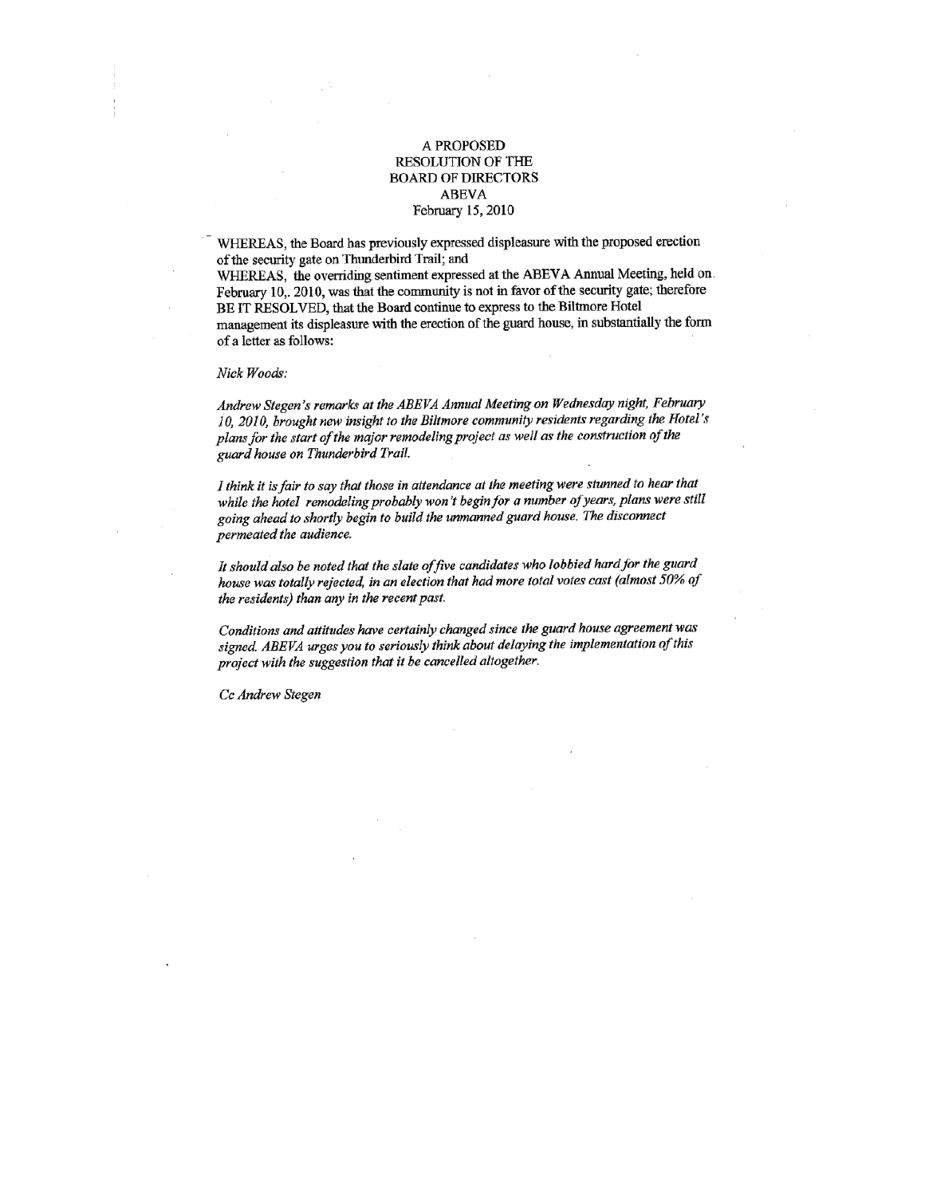A PROPOSED
RESOLUTION OF THE
BOARD OF DIRECTORS
ABEVA
February 15, 2010

WHEREAS, the Board has previously expressed displeasure with the proposed erection of the security gate on Thunderbird Trail; and
WHEREAS, the overriding sentiment expressed at the ABEVA Annual Meeting, held on February 10,. 2010, was that the community is not in favor of the security gate; therefore
BE IT RESOLVED, that the Board continue to express to the Biltmore Hotel management its displeasure with the erection of the guard house, in substantially the form of a letter as follows:

*Nick Woods:*

*Andrew Stegen's remarks at the ABEVA Annual Meeting on Wednesday night, February 10, 2010, brought new insight to the Biltmore community residents regarding the Hotel's plans for the start of the major remodeling project as well as the construction of the guard house on Thunderbird Trail.*

*I think it is fair to say that those in attendance at the meeting were stunned to hear that while the hotel remodeling probably won't begin for a number of years, plans were still going ahead to shortly begin to build the unmanned guard house. The disconnect permeated the audience.*

*It should also be noted that the slate of five candidates who lobbied hard for the guard house was totally rejected, in an election that had more total votes cast (almost 50% of the residents) than any in the recent past.*

*Conditions and attitudes have certainly changed since the guard house agreement was signed. ABEVA urges you to seriously think about delaying the implementation of this project with the suggestion that it be cancelled altogether.*

*Cc Andrew Stegen*